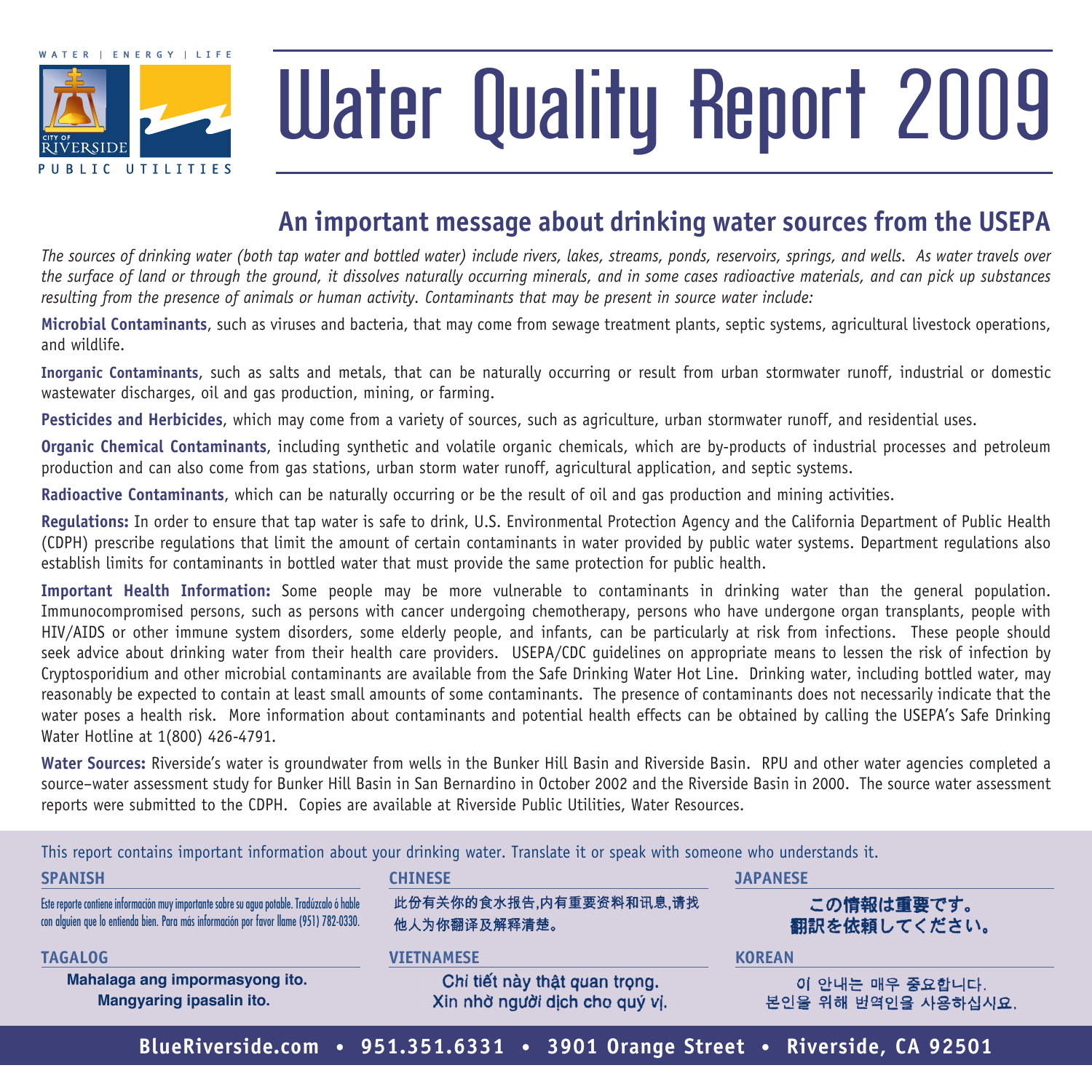WATER | ENERGY | LIFE

CITY OF RIVERSIDE PUBLIC UTILITIES

# Water Quality Report 2009

## An important message about drinking water sources from the USEPA

*The sources of drinking water (both tap water and bottled water) include rivers, lakes, streams, ponds, reservoirs, springs, and wells. As water travels over the surface of land or through the ground, it dissolves naturally occurring minerals, and in some cases radioactive materials, and can pick up substances resulting from the presence of animals or human activity. Contaminants that may be present in source water include:*

**Microbial Contaminants**, such as viruses and bacteria, that may come from sewage treatment plants, septic systems, agricultural livestock operations, and wildlife.

**Inorganic Contaminants**, such as salts and metals, that can be naturally occurring or result from urban stormwater runoff, industrial or domestic wastewater discharges, oil and gas production, mining, or farming.

**Pesticides and Herbicides**, which may come from a variety of sources, such as agriculture, urban stormwater runoff, and residential uses.

**Organic Chemical Contaminants**, including synthetic and volatile organic chemicals, which are by-products of industrial processes and petroleum production and can also come from gas stations, urban storm water runoff, agricultural application, and septic systems.

**Radioactive Contaminants**, which can be naturally occurring or be the result of oil and gas production and mining activities.

**Regulations:** In order to ensure that tap water is safe to drink, U.S. Environmental Protection Agency and the California Department of Public Health (CDPH) prescribe regulations that limit the amount of certain contaminants in water provided by public water systems. Department regulations also establish limits for contaminants in bottled water that must provide the same protection for public health.

**Important Health Information:** Some people may be more vulnerable to contaminants in drinking water than the general population. Immunocompromised persons, such as persons with cancer undergoing chemotherapy, persons who have undergone organ transplants, people with HIV/AIDS or other immune system disorders, some elderly people, and infants, can be particularly at risk from infections. These people should seek advice about drinking water from their health care providers. USEPA/CDC guidelines on appropriate means to lessen the risk of infection by Cryptosporidium and other microbial contaminants are available from the Safe Drinking Water Hot Line. Drinking water, including bottled water, may reasonably be expected to contain at least small amounts of some contaminants. The presence of contaminants does not necessarily indicate that the water poses a health risk. More information about contaminants and potential health effects can be obtained by calling the USEPA's Safe Drinking Water Hotline at 1(800) 426-4791.

**Water Sources:** Riverside's water is groundwater from wells in the Bunker Hill Basin and Riverside Basin. RPU and other water agencies completed a source–water assessment study for Bunker Hill Basin in San Bernardino in October 2002 and the Riverside Basin in 2000. The source water assessment reports were submitted to the CDPH. Copies are available at Riverside Public Utilities, Water Resources.

This report contains important information about your drinking water. Translate it or speak with someone who understands it.

**SPANISH**

Este reporte contiene información muy importante sobre su agua potable. Tradúzcalo ó hable con alguien que lo entienda bien. Para más información por favor llame (951) 782-0330.

**CHINESE**

此份有关你的食水报告,内有重要资料和讯息,请找他人为你翻译及解释清楚。

**JAPANESE**

この情報は重要です。
翻訳を依頼してください。

**TAGALOG**

Mahalaga ang impormasyong ito.
Mangyaring ipasalin ito.

**VIETNAMESE**

Chi tiết này thật quan trọng.
Xin nhờ người dịch cho quý vị.

**KOREAN**

이 안내는 매우 중요합니다.
본인을 위해 번역인을 사용하십시요.

**BlueRiverside.com • 951.351.6331 • 3901 Orange Street • Riverside, CA 92501**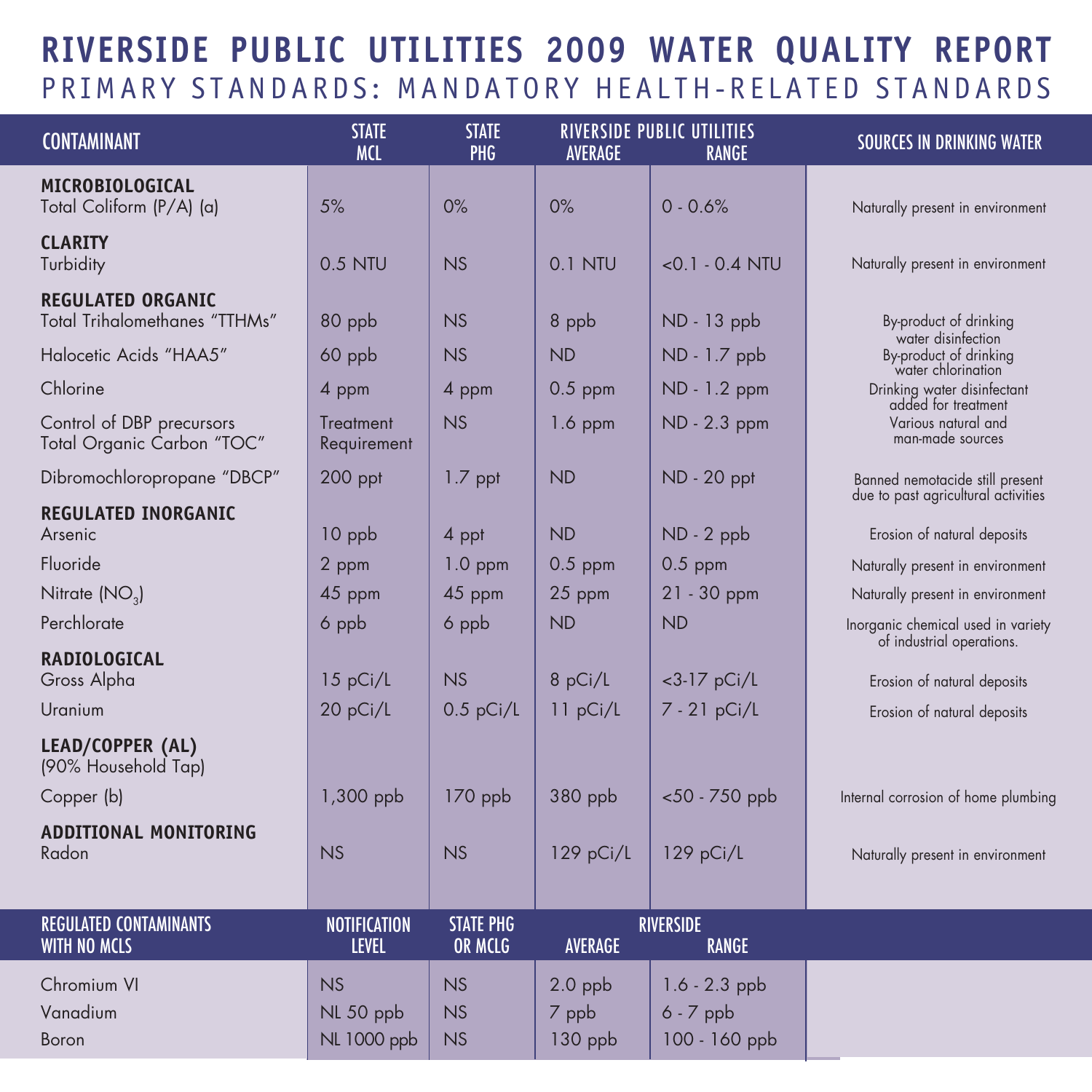# RIVERSIDE PUBLIC UTILITIES 2009 WATER QUALITY REPORT

## PRIMARY STANDARDS: MANDATORY HEALTH-RELATED STANDARDS

| CONTAMINANT | STATE MCL | STATE PHG | RIVERSIDE PUBLIC UTILITIES AVERAGE | RIVERSIDE PUBLIC UTILITIES RANGE | SOURCES IN DRINKING WATER |
|---|---|---|---|---|---|
| **MICROBIOLOGICAL** | | | | | |
| Total Coliform (P/A) (a) | 5% | 0% | 0% | 0 - 0.6% | Naturally present in environment |
| **CLARITY** | | | | | |
| Turbidity | 0.5 NTU | NS | 0.1 NTU | <0.1 - 0.4 NTU | Naturally present in environment |
| **REGULATED ORGANIC** | | | | | |
| Total Trihalomethanes "TTHMs" | 80 ppb | NS | 8 ppb | ND - 13 ppb | By-product of drinking water disinfection |
| Halocetic Acids "HAA5" | 60 ppb | NS | ND | ND - 1.7 ppb | By-product of drinking water chlorination |
| Chlorine | 4 ppm | 4 ppm | 0.5 ppm | ND - 1.2 ppm | Drinking water disinfectant added for treatment |
| Control of DBP precursors Total Organic Carbon "TOC" | Treatment Requirement | NS | 1.6 ppm | ND - 2.3 ppm | Various natural and man-made sources |
| Dibromochloropropane "DBCP" | 200 ppt | 1.7 ppt | ND | ND - 20 ppt | Banned nemotacide still present due to past agricultural activities |
| **REGULATED INORGANIC** | | | | | |
| Arsenic | 10 ppb | 4 ppt | ND | ND - 2 ppb | Erosion of natural deposits |
| Fluoride | 2 ppm | 1.0 ppm | 0.5 ppm | 0.5 ppm | Naturally present in environment |
| Nitrate ($NO_3$) | 45 ppm | 45 ppm | 25 ppm | 21 - 30 ppm | Naturally present in environment |
| Perchlorate | 6 ppb | 6 ppb | ND | ND | Inorganic chemical used in variety of industrial operations. |
| **RADIOLOGICAL** | | | | | |
| Gross Alpha | 15 pCi/L | NS | 8 pCi/L | <3-17 pCi/L | Erosion of natural deposits |
| Uranium | 20 pCi/L | 0.5 pCi/L | 11 pCi/L | 7 - 21 pCi/L | Erosion of natural deposits |
| **LEAD/COPPER (AL)** (90% Household Tap) | | | | | |
| Copper (b) | 1,300 ppb | 170 ppb | 380 ppb | <50 - 750 ppb | Internal corrosion of home plumbing |
| **ADDITIONAL MONITORING** | | | | | |
| Radon | NS | NS | 129 pCi/L | 129 pCi/L | Naturally present in environment |

| REGULATED CONTAMINANTS WITH NO MCLS | NOTIFICATION LEVEL | STATE PHG OR MCLG | RIVERSIDE AVERAGE | RIVERSIDE RANGE |
|---|---|---|---|---|
| Chromium VI | NS | NS | 2.0 ppb | 1.6 - 2.3 ppb |
| Vanadium | NL 50 ppb | NS | 7 ppb | 6 - 7 ppb |
| Boron | NL 1000 ppb | NS | 130 ppb | 100 - 160 ppb |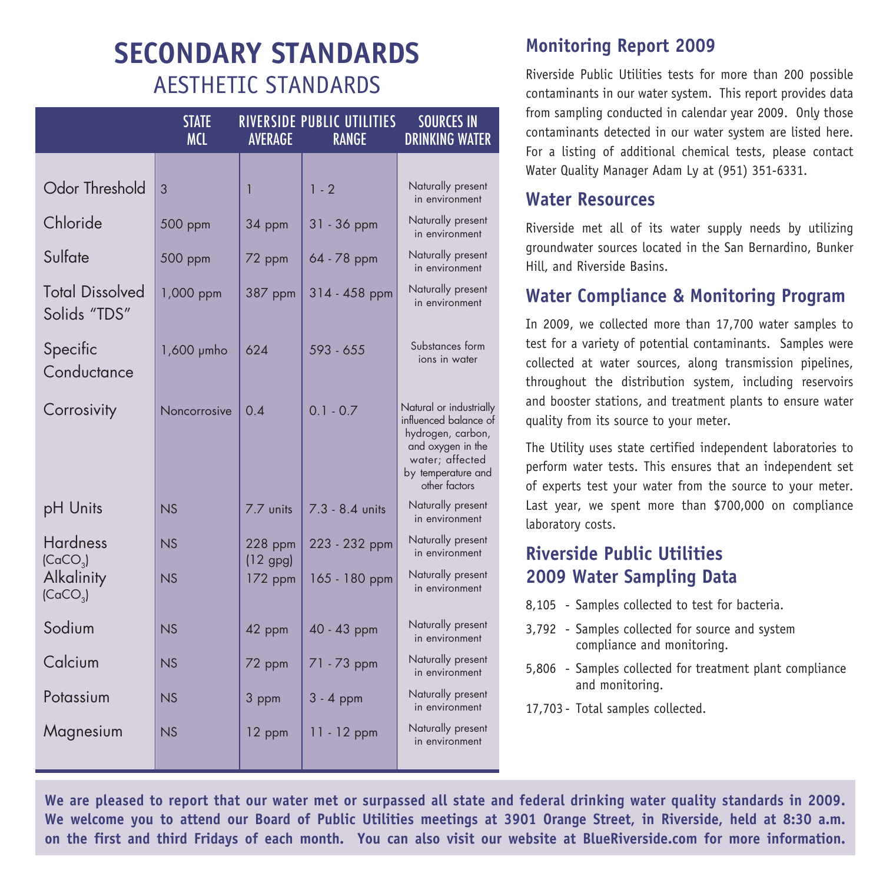# SECONDARY STANDARDS

## AESTHETIC STANDARDS

| | STATE MCL | RIVERSIDE PUBLIC UTILITIES AVERAGE | RANGE | SOURCES IN DRINKING WATER |
|---|---|---|---|---|
| Odor Threshold | 3 | 1 | 1 - 2 | Naturally present in environment |
| Chloride | 500 ppm | 34 ppm | 31 - 36 ppm | Naturally present in environment |
| Sulfate | 500 ppm | 72 ppm | 64 - 78 ppm | Naturally present in environment |
| Total Dissolved Solids "TDS" | 1,000 ppm | 387 ppm | 314 - 458 ppm | Naturally present in environment |
| Specific Conductance | 1,600 µmho | 624 | 593 - 655 | Substances form ions in water |
| Corrosivity | Noncorrosive | 0.4 | 0.1 - 0.7 | Natural or industrially influenced balance of hydrogen, carbon, and oxygen in the water; affected by temperature and other factors |
| pH Units | NS | 7.7 units | 7.3 - 8.4 units | Naturally present in environment |
| Hardness ($CaCO_3$) | NS | 228 ppm (12 gpg) | 223 - 232 ppm | Naturally present in environment |
| Alkalinity ($CaCO_3$) | NS | 172 ppm | 165 - 180 ppm | Naturally present in environment |
| Sodium | NS | 42 ppm | 40 - 43 ppm | Naturally present in environment |
| Calcium | NS | 72 ppm | 71 - 73 ppm | Naturally present in environment |
| Potassium | NS | 3 ppm | 3 - 4 ppm | Naturally present in environment |
| Magnesium | NS | 12 ppm | 11 - 12 ppm | Naturally present in environment |

## Monitoring Report 2009

Riverside Public Utilities tests for more than 200 possible contaminants in our water system. This report provides data from sampling conducted in calendar year 2009. Only those contaminants detected in our water system are listed here. For a listing of additional chemical tests, please contact Water Quality Manager Adam Ly at (951) 351-6331.

## Water Resources

Riverside met all of its water supply needs by utilizing groundwater sources located in the San Bernardino, Bunker Hill, and Riverside Basins.

## Water Compliance & Monitoring Program

In 2009, we collected more than 17,700 water samples to test for a variety of potential contaminants. Samples were collected at water sources, along transmission pipelines, throughout the distribution system, including reservoirs and booster stations, and treatment plants to ensure water quality from its source to your meter.

The Utility uses state certified independent laboratories to perform water tests. This ensures that an independent set of experts test your water from the source to your meter. Last year, we spent more than $700,000 on compliance laboratory costs.

## Riverside Public Utilities 2009 Water Sampling Data

- 8,105 - Samples collected to test for bacteria.
- 3,792 - Samples collected for source and system compliance and monitoring.
- 5,806 - Samples collected for treatment plant compliance and monitoring.
- 17,703 - Total samples collected.

**We are pleased to report that our water met or surpassed all state and federal drinking water quality standards in 2009. We welcome you to attend our Board of Public Utilities meetings at 3901 Orange Street, in Riverside, held at 8:30 a.m. on the first and third Fridays of each month. You can also visit our website at BlueRiverside.com for more information.**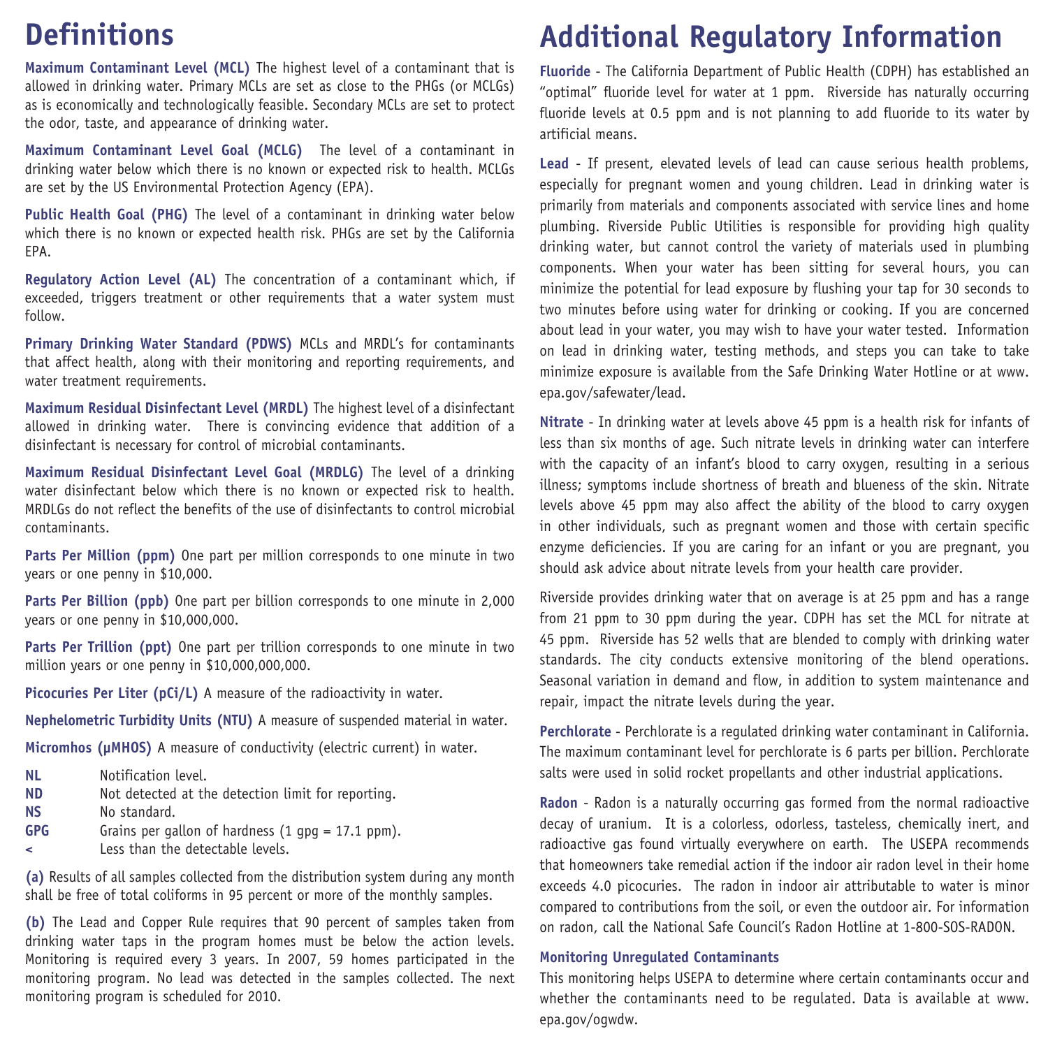# Definitions

**Maximum Contaminant Level (MCL)** The highest level of a contaminant that is allowed in drinking water. Primary MCLs are set as close to the PHGs (or MCLGs) as is economically and technologically feasible. Secondary MCLs are set to protect the odor, taste, and appearance of drinking water.

**Maximum Contaminant Level Goal (MCLG)** The level of a contaminant in drinking water below which there is no known or expected risk to health. MCLGs are set by the US Environmental Protection Agency (EPA).

**Public Health Goal (PHG)** The level of a contaminant in drinking water below which there is no known or expected health risk. PHGs are set by the California EPA.

**Regulatory Action Level (AL)** The concentration of a contaminant which, if exceeded, triggers treatment or other requirements that a water system must follow.

**Primary Drinking Water Standard (PDWS)** MCLs and MRDL's for contaminants that affect health, along with their monitoring and reporting requirements, and water treatment requirements.

**Maximum Residual Disinfectant Level (MRDL)** The highest level of a disinfectant allowed in drinking water. There is convincing evidence that addition of a disinfectant is necessary for control of microbial contaminants.

**Maximum Residual Disinfectant Level Goal (MRDLG)** The level of a drinking water disinfectant below which there is no known or expected risk to health. MRDLGs do not reflect the benefits of the use of disinfectants to control microbial contaminants.

**Parts Per Million (ppm)** One part per million corresponds to one minute in two years or one penny in $10,000.

**Parts Per Billion (ppb)** One part per billion corresponds to one minute in 2,000 years or one penny in $10,000,000.

**Parts Per Trillion (ppt)** One part per trillion corresponds to one minute in two million years or one penny in $10,000,000,000.

**Picocuries Per Liter (pCi/L)** A measure of the radioactivity in water.

**Nephelometric Turbidity Units (NTU)** A measure of suspended material in water.

**Micromhos (µMHOS)** A measure of conductivity (electric current) in water.

| | |
|---|---|
| **NL** | Notification level. |
| **ND** | Not detected at the detection limit for reporting. |
| **NS** | No standard. |
| **GPG** | Grains per gallon of hardness (1 gpg = 17.1 ppm). |
| **<** | Less than the detectable levels. |

**(a)** Results of all samples collected from the distribution system during any month shall be free of total coliforms in 95 percent or more of the monthly samples.

**(b)** The Lead and Copper Rule requires that 90 percent of samples taken from drinking water taps in the program homes must be below the action levels. Monitoring is required every 3 years. In 2007, 59 homes participated in the monitoring program. No lead was detected in the samples collected. The next monitoring program is scheduled for 2010.

# Additional Regulatory Information

**Fluoride** - The California Department of Public Health (CDPH) has established an "optimal" fluoride level for water at 1 ppm. Riverside has naturally occurring fluoride levels at 0.5 ppm and is not planning to add fluoride to its water by artificial means.

**Lead** - If present, elevated levels of lead can cause serious health problems, especially for pregnant women and young children. Lead in drinking water is primarily from materials and components associated with service lines and home plumbing. Riverside Public Utilities is responsible for providing high quality drinking water, but cannot control the variety of materials used in plumbing components. When your water has been sitting for several hours, you can minimize the potential for lead exposure by flushing your tap for 30 seconds to two minutes before using water for drinking or cooking. If you are concerned about lead in your water, you may wish to have your water tested. Information on lead in drinking water, testing methods, and steps you can take to take minimize exposure is available from the Safe Drinking Water Hotline or at www.epa.gov/safewater/lead.

**Nitrate** - In drinking water at levels above 45 ppm is a health risk for infants of less than six months of age. Such nitrate levels in drinking water can interfere with the capacity of an infant's blood to carry oxygen, resulting in a serious illness; symptoms include shortness of breath and blueness of the skin. Nitrate levels above 45 ppm may also affect the ability of the blood to carry oxygen in other individuals, such as pregnant women and those with certain specific enzyme deficiencies. If you are caring for an infant or you are pregnant, you should ask advice about nitrate levels from your health care provider.

Riverside provides drinking water that on average is at 25 ppm and has a range from 21 ppm to 30 ppm during the year. CDPH has set the MCL for nitrate at 45 ppm. Riverside has 52 wells that are blended to comply with drinking water standards. The city conducts extensive monitoring of the blend operations. Seasonal variation in demand and flow, in addition to system maintenance and repair, impact the nitrate levels during the year.

**Perchlorate** - Perchlorate is a regulated drinking water contaminant in California. The maximum contaminant level for perchlorate is 6 parts per billion. Perchlorate salts were used in solid rocket propellants and other industrial applications.

**Radon** - Radon is a naturally occurring gas formed from the normal radioactive decay of uranium. It is a colorless, odorless, tasteless, chemically inert, and radioactive gas found virtually everywhere on earth. The USEPA recommends that homeowners take remedial action if the indoor air radon level in their home exceeds 4.0 picocuries. The radon in indoor air attributable to water is minor compared to contributions from the soil, or even the outdoor air. For information on radon, call the National Safe Council's Radon Hotline at 1-800-SOS-RADON.

**Monitoring Unregulated Contaminants**

This monitoring helps USEPA to determine where certain contaminants occur and whether the contaminants need to be regulated. Data is available at www.epa.gov/ogwdw.